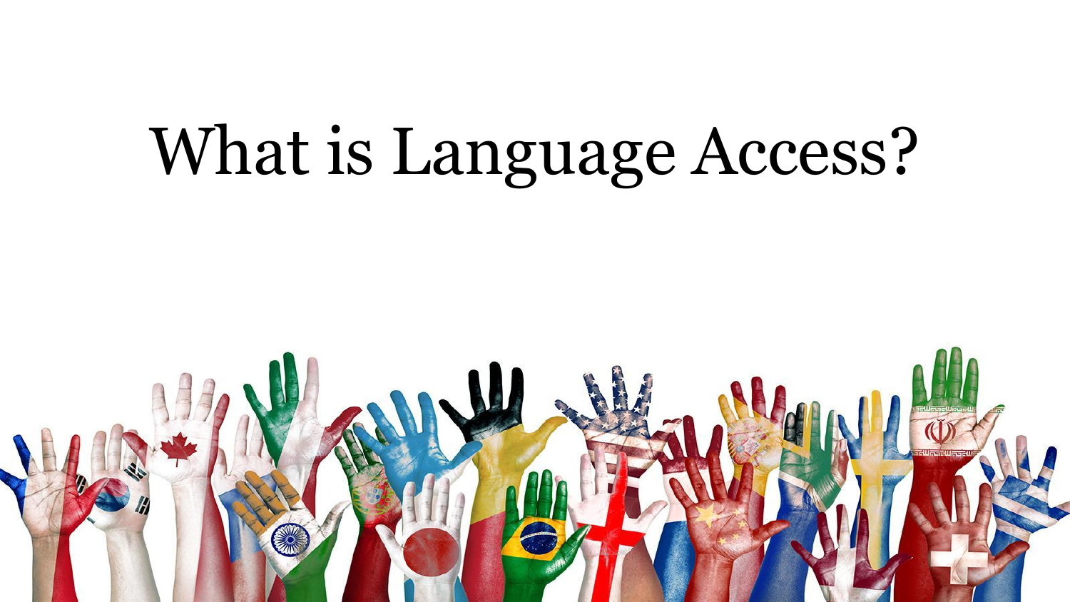# What is Language Access?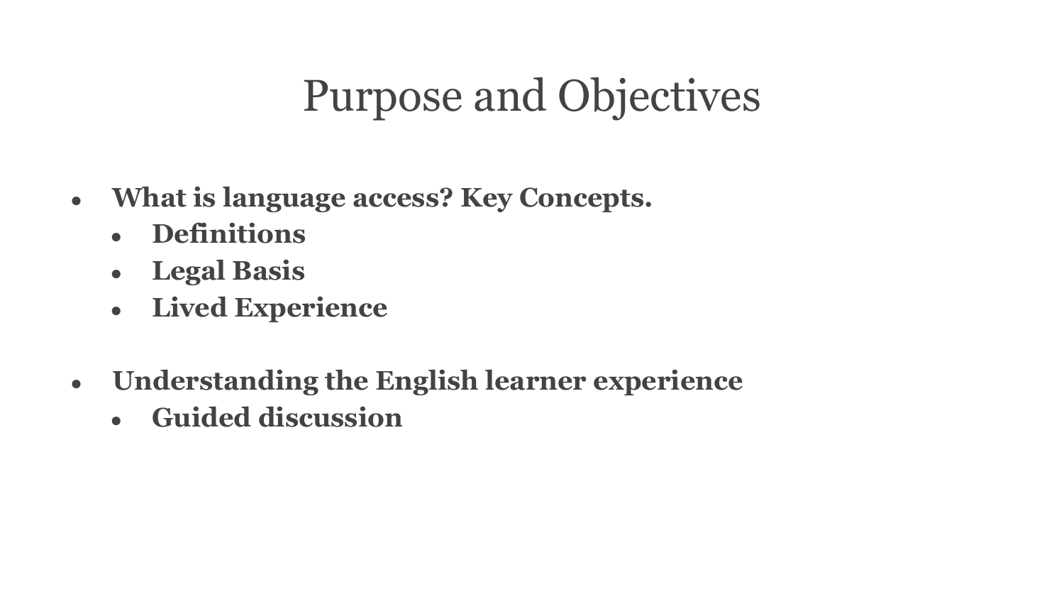# Purpose and Objectives

- **What is language access? Key Concepts.**
  - **Definitions**
  - **Legal Basis**
  - **Lived Experience**

- **Understanding the English learner experience**
  - **Guided discussion**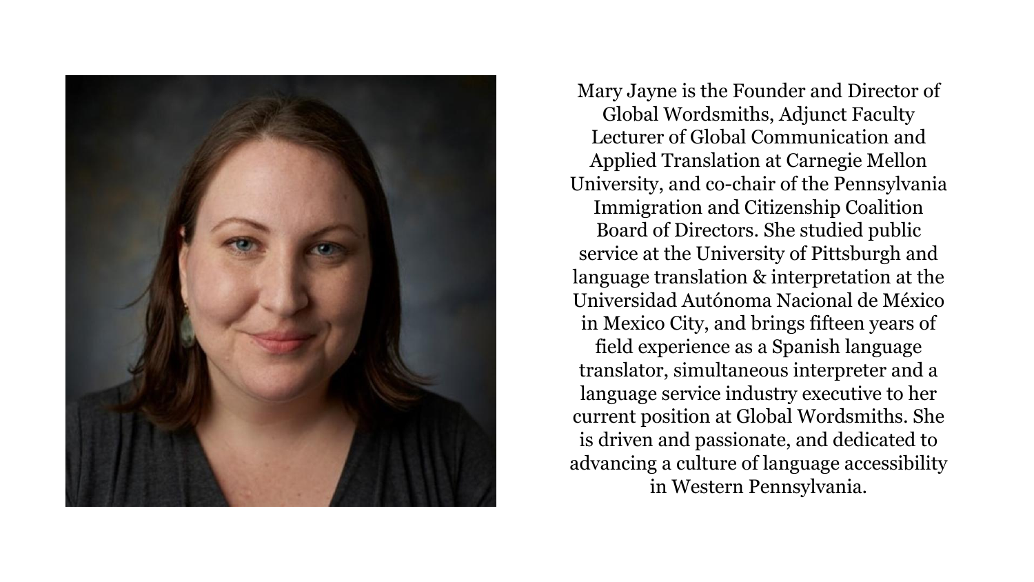Mary Jayne is the Founder and Director of Global Wordsmiths, Adjunct Faculty Lecturer of Global Communication and Applied Translation at Carnegie Mellon University, and co-chair of the Pennsylvania Immigration and Citizenship Coalition Board of Directors. She studied public service at the University of Pittsburgh and language translation & interpretation at the Universidad Autónoma Nacional de México in Mexico City, and brings fifteen years of field experience as a Spanish language translator, simultaneous interpreter and a language service industry executive to her current position at Global Wordsmiths. She is driven and passionate, and dedicated to advancing a culture of language accessibility in Western Pennsylvania.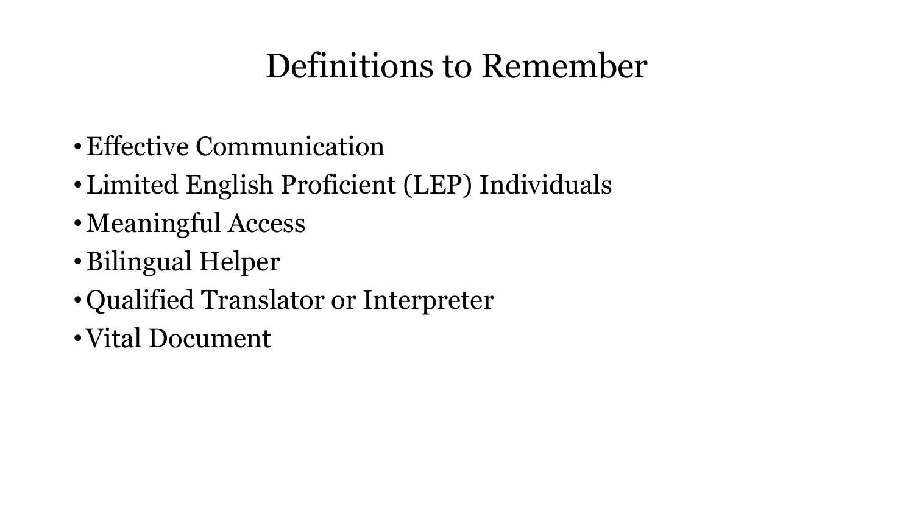# Definitions to Remember

- Effective Communication
- Limited English Proficient (LEP) Individuals
- Meaningful Access
- Bilingual Helper
- Qualified Translator or Interpreter
- Vital Document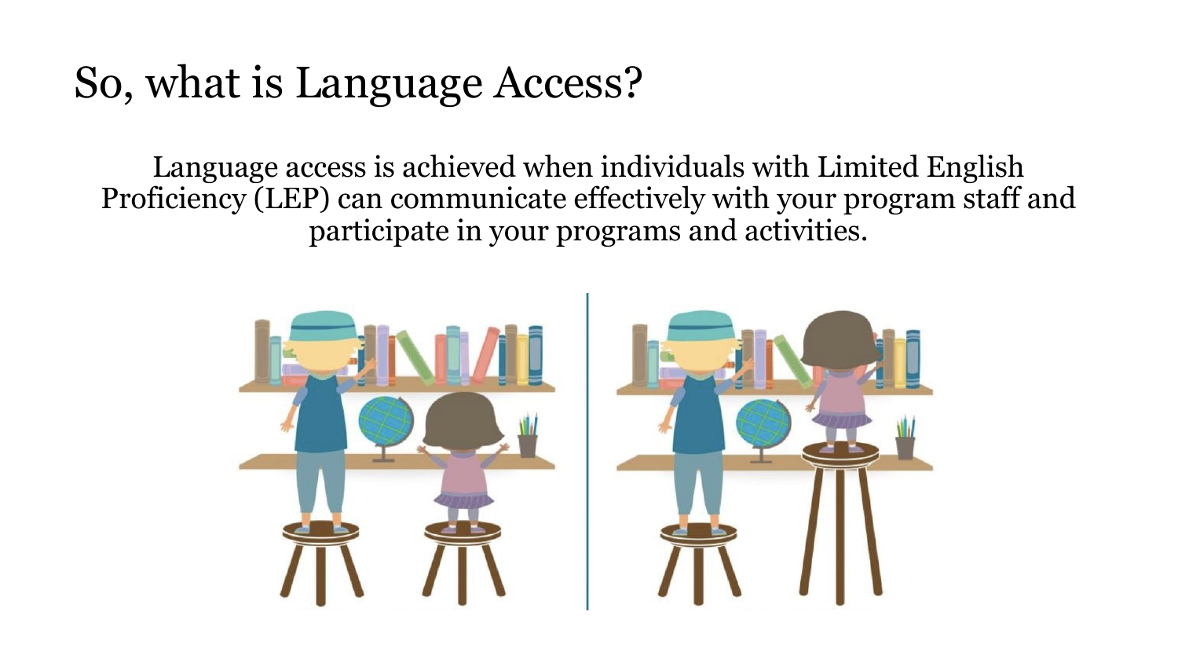# So, what is Language Access?

Language access is achieved when individuals with Limited English Proficiency (LEP) can communicate effectively with your program staff and participate in your programs and activities.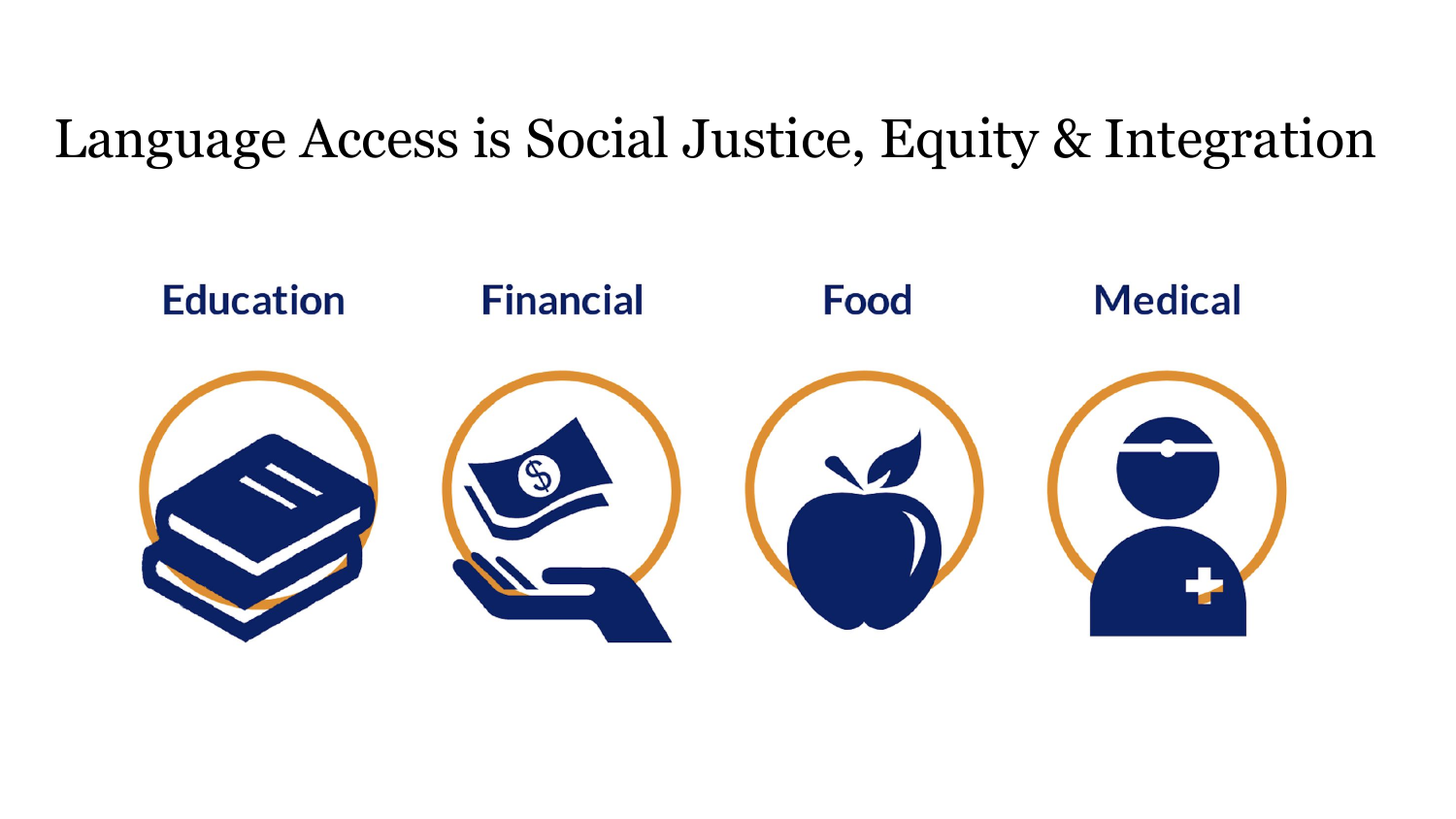# Language Access is Social Justice, Equity & Integration

**Education**

**Financial**

**Food**

**Medical**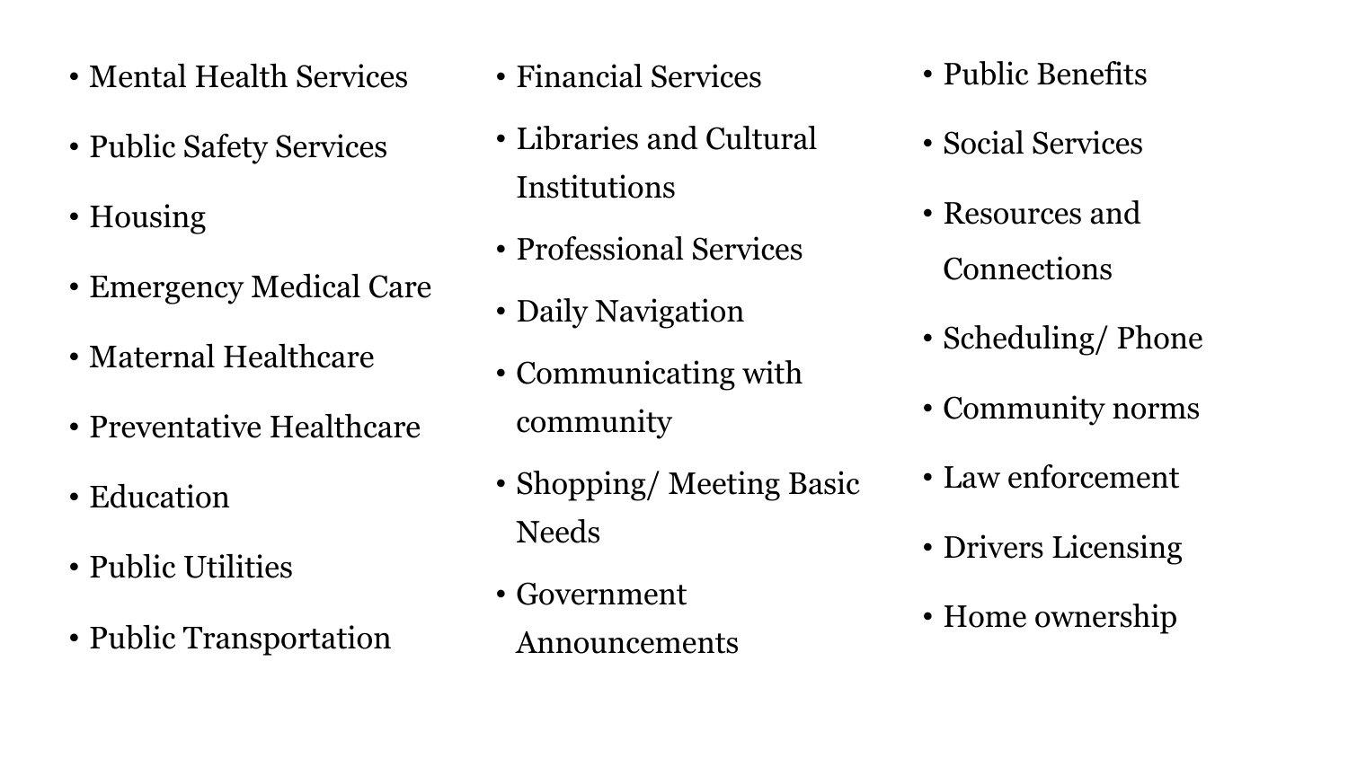- Mental Health Services
- Public Safety Services
- Housing
- Emergency Medical Care
- Maternal Healthcare
- Preventative Healthcare
- Education
- Public Utilities
- Public Transportation
- Financial Services
- Libraries and Cultural Institutions
- Professional Services
- Daily Navigation
- Communicating with community
- Shopping/ Meeting Basic Needs
- Government Announcements
- Public Benefits
- Social Services
- Resources and Connections
- Scheduling/ Phone
- Community norms
- Law enforcement
- Drivers Licensing
- Home ownership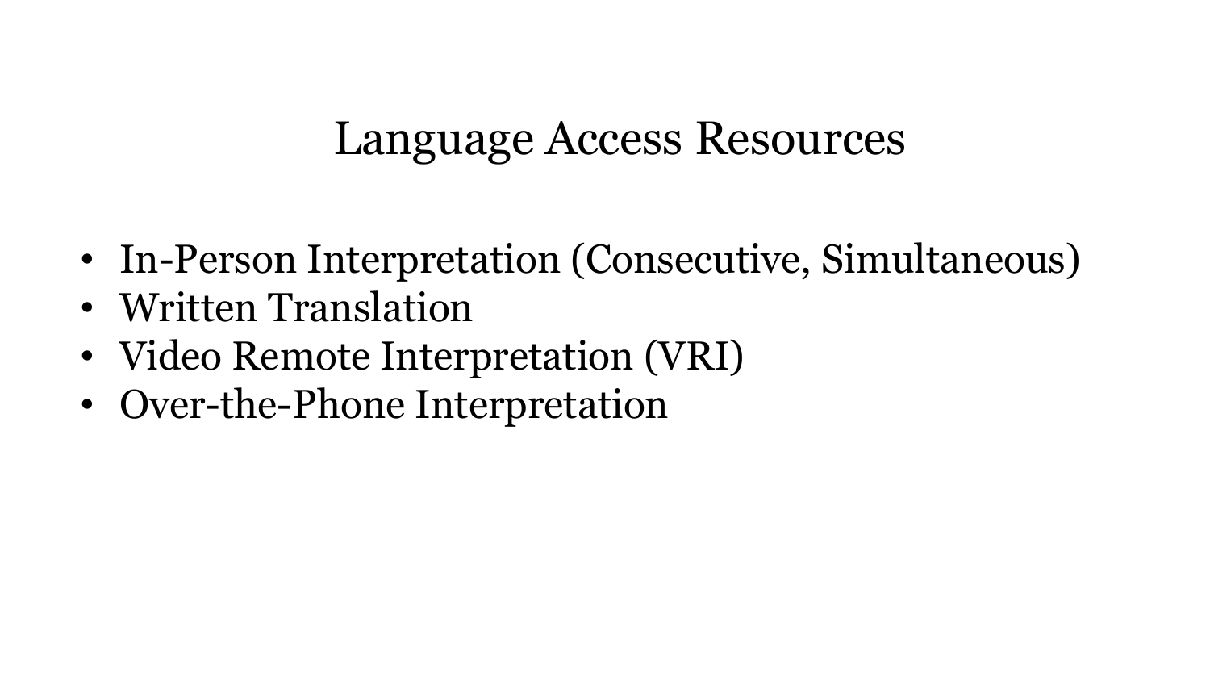# Language Access Resources

- In-Person Interpretation (Consecutive, Simultaneous)
- Written Translation
- Video Remote Interpretation (VRI)
- Over-the-Phone Interpretation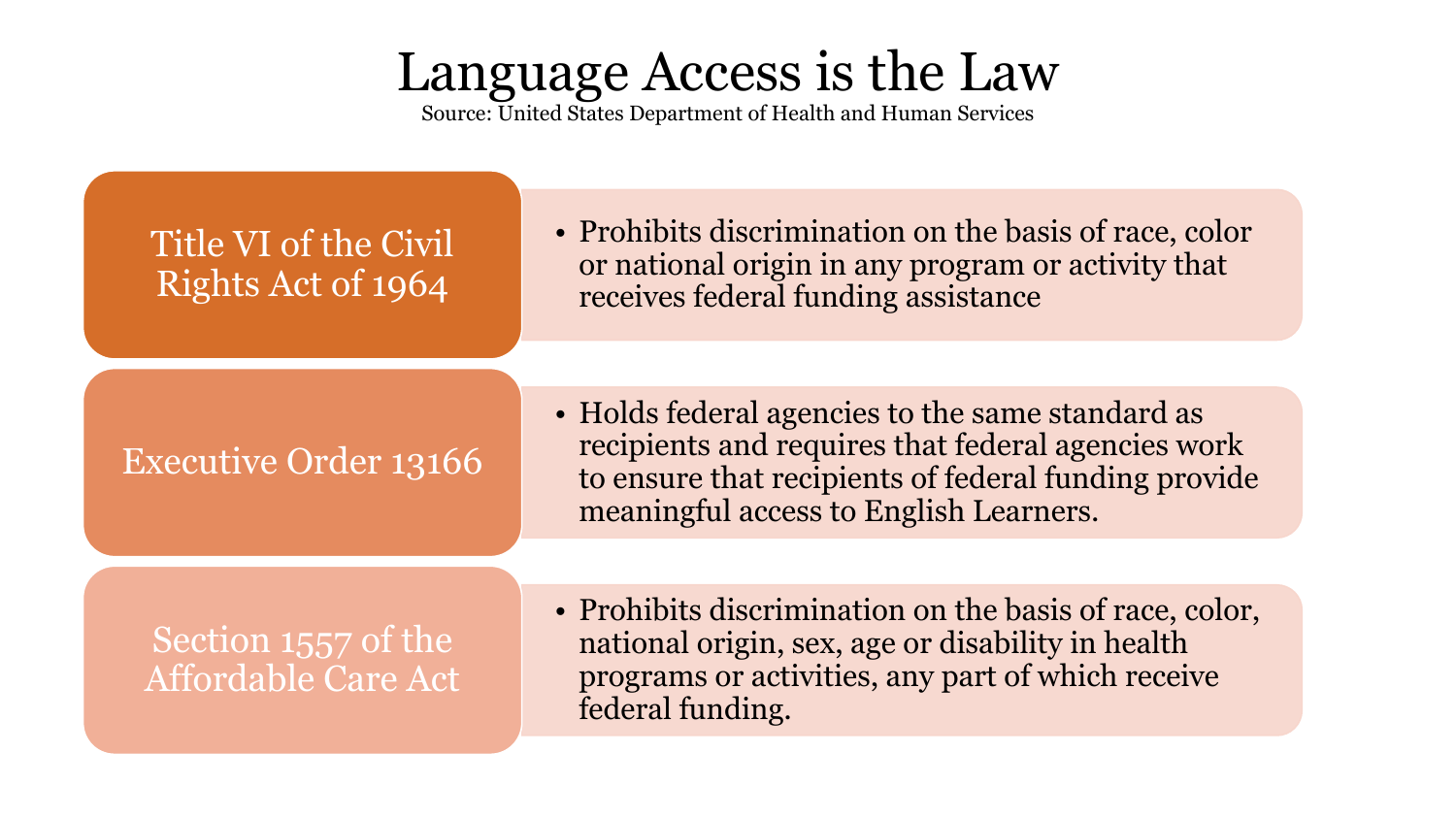# Language Access is the Law

Source: United States Department of Health and Human Services

| Law | Description |
|---|---|
| Title VI of the Civil Rights Act of 1964 | • Prohibits discrimination on the basis of race, color or national origin in any program or activity that receives federal funding assistance |
| Executive Order 13166 | • Holds federal agencies to the same standard as recipients and requires that federal agencies work to ensure that recipients of federal funding provide meaningful access to English Learners. |
| Section 1557 of the Affordable Care Act | • Prohibits discrimination on the basis of race, color, national origin, sex, age or disability in health programs or activities, any part of which receive federal funding. |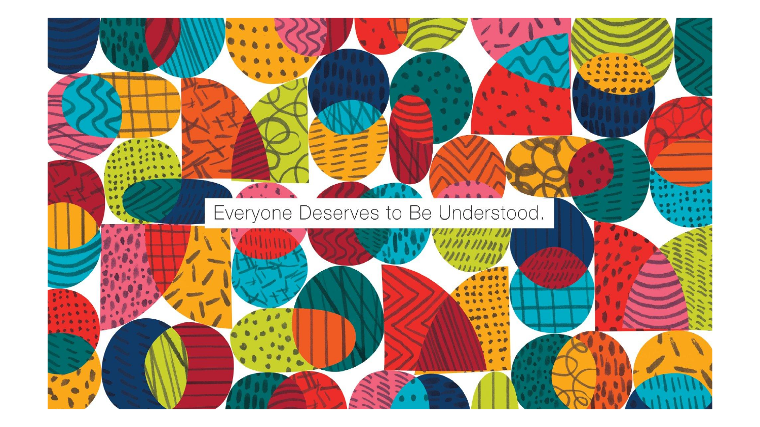Everyone Deserves to Be Understood.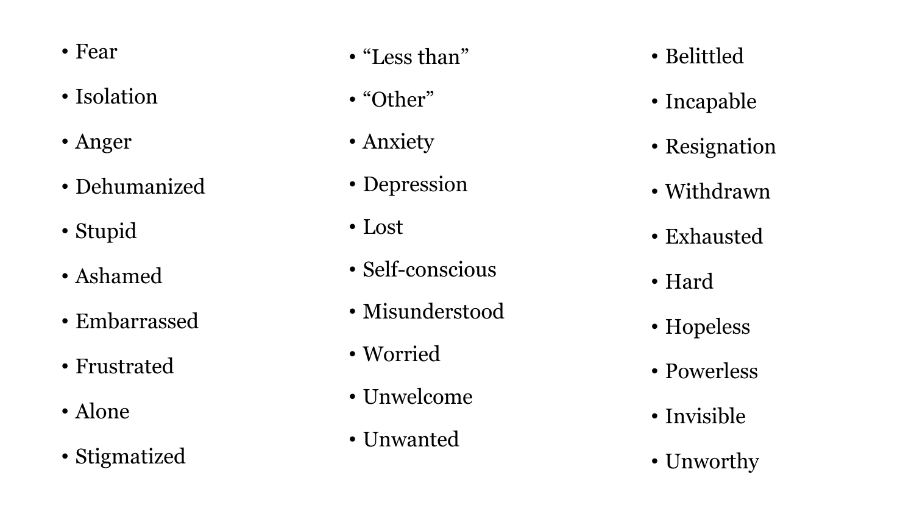- Fear
- Isolation
- Anger
- Dehumanized
- Stupid
- Ashamed
- Embarrassed
- Frustrated
- Alone
- Stigmatized
- “Less than”
- “Other”
- Anxiety
- Depression
- Lost
- Self-conscious
- Misunderstood
- Worried
- Unwelcome
- Unwanted
- Belittled
- Incapable
- Resignation
- Withdrawn
- Exhausted
- Hard
- Hopeless
- Powerless
- Invisible
- Unworthy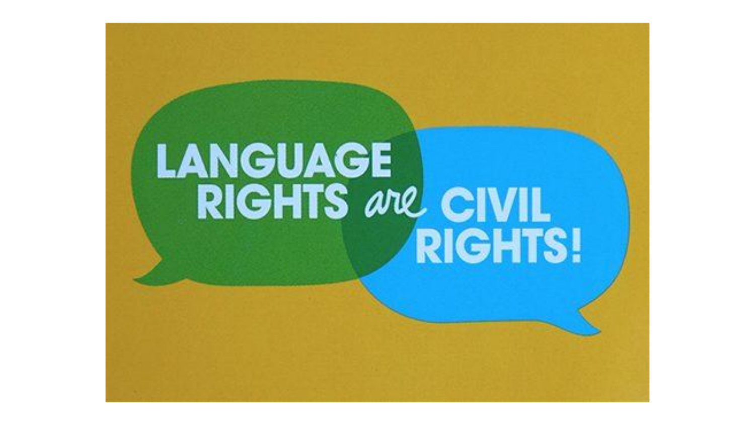LANGUAGE RIGHTS *are* CIVIL RIGHTS!